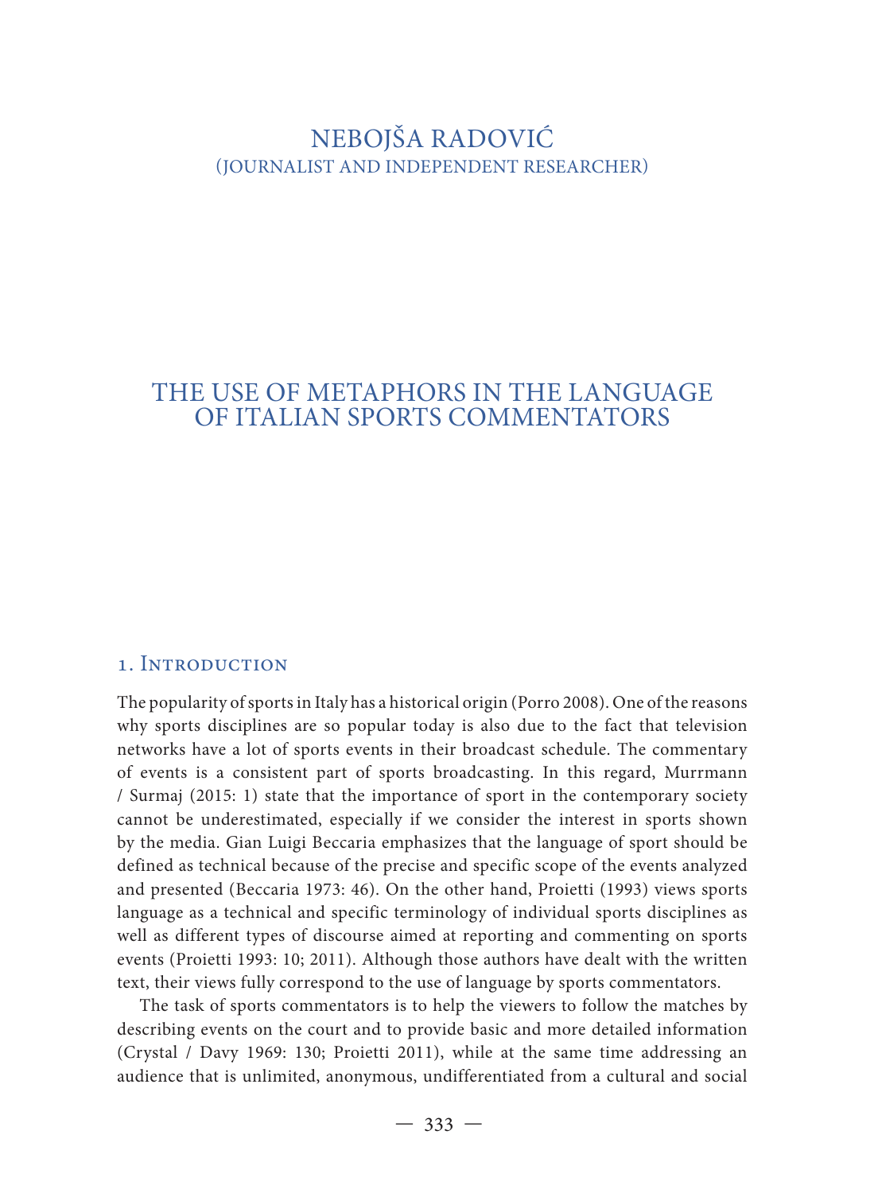NEBOJŠA RADOVIĆ
(JOURNALIST AND INDEPENDENT RESEARCHER)

# THE USE OF METAPHORS IN THE LANGUAGE OF ITALIAN SPORTS COMMENTATORS

## 1. Introduction

The popularity of sports in Italy has a historical origin (Porro 2008). One of the reasons why sports disciplines are so popular today is also due to the fact that television networks have a lot of sports events in their broadcast schedule. The commentary of events is a consistent part of sports broadcasting. In this regard, Murrmann / Surmaj (2015: 1) state that the importance of sport in the contemporary society cannot be underestimated, especially if we consider the interest in sports shown by the media. Gian Luigi Beccaria emphasizes that the language of sport should be defined as technical because of the precise and specific scope of the events analyzed and presented (Beccaria 1973: 46). On the other hand, Proietti (1993) views sports language as a technical and specific terminology of individual sports disciplines as well as different types of discourse aimed at reporting and commenting on sports events (Proietti 1993: 10; 2011). Although those authors have dealt with the written text, their views fully correspond to the use of language by sports commentators.

The task of sports commentators is to help the viewers to follow the matches by describing events on the court and to provide basic and more detailed information (Crystal / Davy 1969: 130; Proietti 2011), while at the same time addressing an audience that is unlimited, anonymous, undifferentiated from a cultural and social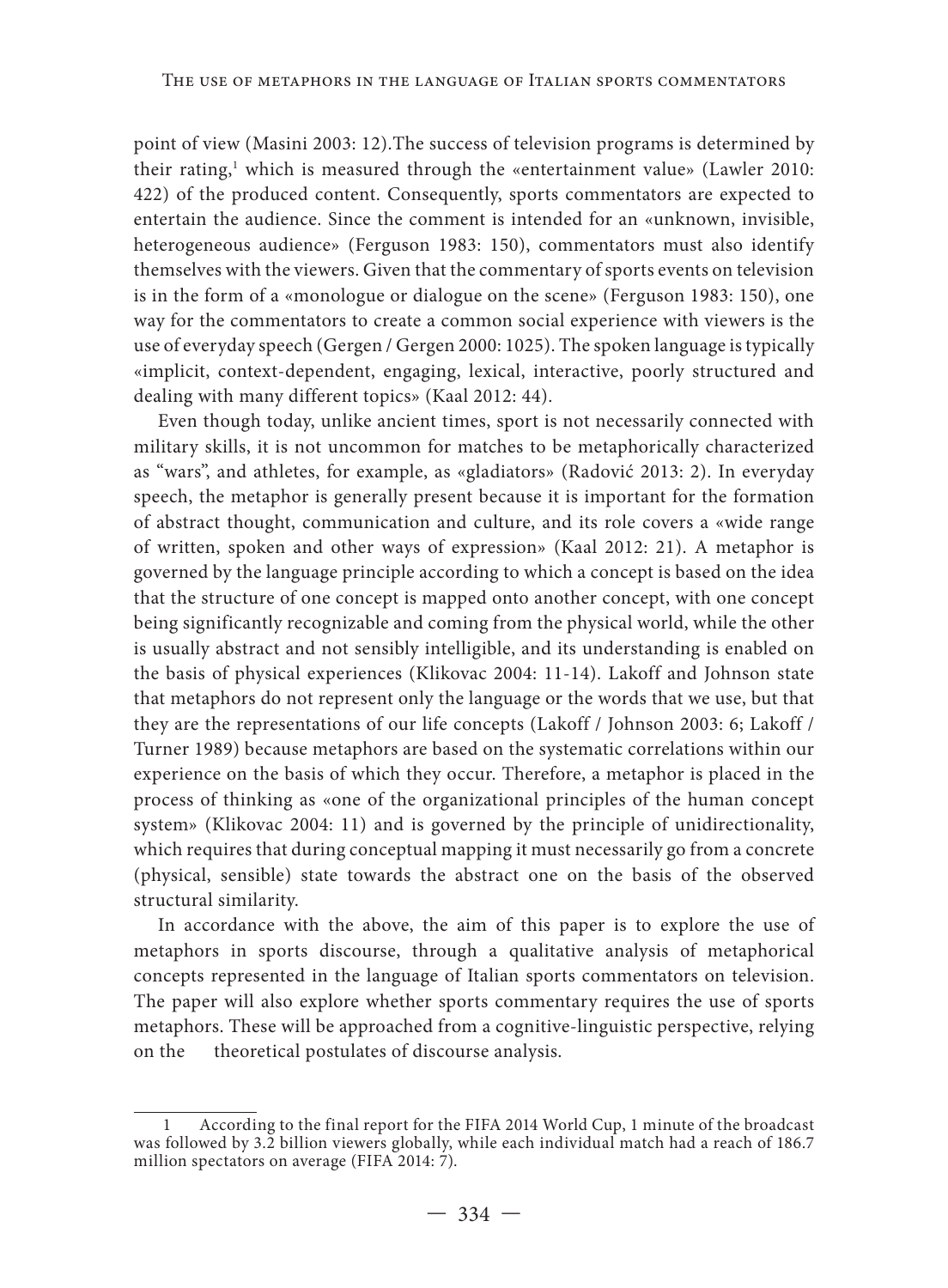point of view (Masini 2003: 12).The success of television programs is determined by their rating,[1] which is measured through the «entertainment value» (Lawler 2010: 422) of the produced content. Consequently, sports commentators are expected to entertain the audience. Since the comment is intended for an «unknown, invisible, heterogeneous audience» (Ferguson 1983: 150), commentators must also identify themselves with the viewers. Given that the commentary of sports events on television is in the form of a «monologue or dialogue on the scene» (Ferguson 1983: 150), one way for the commentators to create a common social experience with viewers is the use of everyday speech (Gergen / Gergen 2000: 1025). The spoken language is typically «implicit, context-dependent, engaging, lexical, interactive, poorly structured and dealing with many different topics» (Kaal 2012: 44).

Even though today, unlike ancient times, sport is not necessarily connected with military skills, it is not uncommon for matches to be metaphorically characterized as "wars", and athletes, for example, as «gladiators» (Radović 2013: 2). In everyday speech, the metaphor is generally present because it is important for the formation of abstract thought, communication and culture, and its role covers a «wide range of written, spoken and other ways of expression» (Kaal 2012: 21). A metaphor is governed by the language principle according to which a concept is based on the idea that the structure of one concept is mapped onto another concept, with one concept being significantly recognizable and coming from the physical world, while the other is usually abstract and not sensibly intelligible, and its understanding is enabled on the basis of physical experiences (Klikovac 2004: 11-14). Lakoff and Johnson state that metaphors do not represent only the language or the words that we use, but that they are the representations of our life concepts (Lakoff / Johnson 2003: 6; Lakoff / Turner 1989) because metaphors are based on the systematic correlations within our experience on the basis of which they occur. Therefore, a metaphor is placed in the process of thinking as «one of the organizational principles of the human concept system» (Klikovac 2004: 11) and is governed by the principle of unidirectionality, which requires that during conceptual mapping it must necessarily go from a concrete (physical, sensible) state towards the abstract one on the basis of the observed structural similarity.

In accordance with the above, the aim of this paper is to explore the use of metaphors in sports discourse, through a qualitative analysis of metaphorical concepts represented in the language of Italian sports commentators on television. The paper will also explore whether sports commentary requires the use of sports metaphors. These will be approached from a cognitive-linguistic perspective, relying on the theoretical postulates of discourse analysis.

---

[1] According to the final report for the FIFA 2014 World Cup, 1 minute of the broadcast was followed by 3.2 billion viewers globally, while each individual match had a reach of 186.7 million spectators on average (FIFA 2014: 7).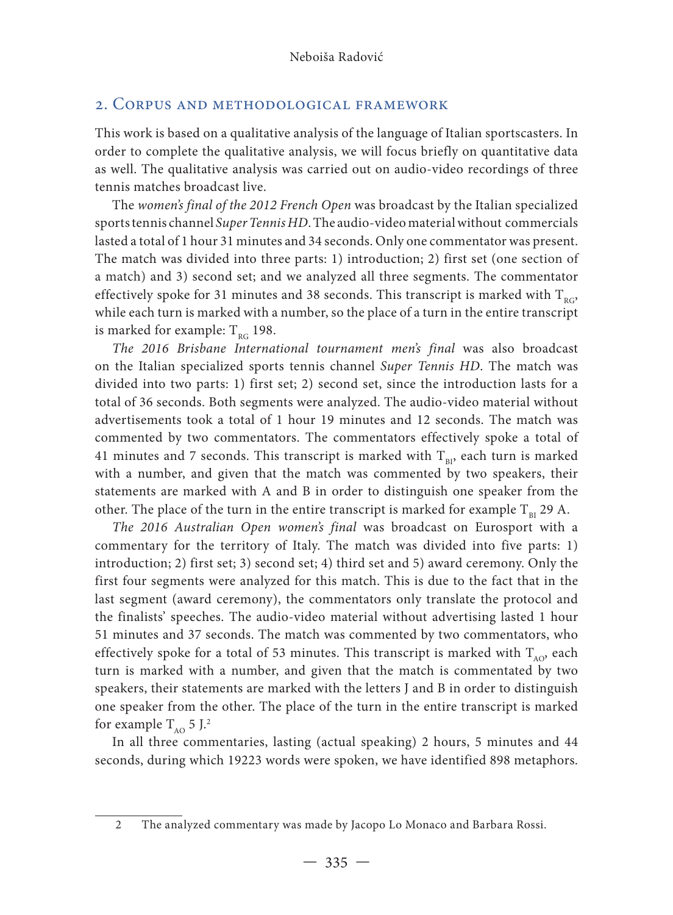## 2. Corpus and methodological framework

This work is based on a qualitative analysis of the language of Italian sportscasters. In order to complete the qualitative analysis, we will focus briefly on quantitative data as well. The qualitative analysis was carried out on audio-video recordings of three tennis matches broadcast live.

The *women's final of the 2012 French Open* was broadcast by the Italian specialized sports tennis channel *Super Tennis HD*. The audio-video material without commercials lasted a total of 1 hour 31 minutes and 34 seconds. Only one commentator was present. The match was divided into three parts: 1) introduction; 2) first set (one section of a match) and 3) second set; and we analyzed all three segments. The commentator effectively spoke for 31 minutes and 38 seconds. This transcript is marked with $T_{RG}$, while each turn is marked with a number, so the place of a turn in the entire transcript is marked for example: $T_{RG}$ 198.

*The 2016 Brisbane International tournament men's final* was also broadcast on the Italian specialized sports tennis channel *Super Tennis HD*. The match was divided into two parts: 1) first set; 2) second set, since the introduction lasts for a total of 36 seconds. Both segments were analyzed. The audio-video material without advertisements took a total of 1 hour 19 minutes and 12 seconds. The match was commented by two commentators. The commentators effectively spoke a total of 41 minutes and 7 seconds. This transcript is marked with $T_{BI}$, each turn is marked with a number, and given that the match was commented by two speakers, their statements are marked with A and B in order to distinguish one speaker from the other. The place of the turn in the entire transcript is marked for example $T_{BI}$ 29 A.

*The 2016 Australian Open women's final* was broadcast on Eurosport with a commentary for the territory of Italy. The match was divided into five parts: 1) introduction; 2) first set; 3) second set; 4) third set and 5) award ceremony. Only the first four segments were analyzed for this match. This is due to the fact that in the last segment (award ceremony), the commentators only translate the protocol and the finalists' speeches. The audio-video material without advertising lasted 1 hour 51 minutes and 37 seconds. The match was commented by two commentators, who effectively spoke for a total of 53 minutes. This transcript is marked with $T_{AO}$, each turn is marked with a number, and given that the match is commentated by two speakers, their statements are marked with the letters J and B in order to distinguish one speaker from the other. The place of the turn in the entire transcript is marked for example $T_{AO}$ 5 J.[2]

In all three commentaries, lasting (actual speaking) 2 hours, 5 minutes and 44 seconds, during which 19223 words were spoken, we have identified 898 metaphors.

---

2 The analyzed commentary was made by Jacopo Lo Monaco and Barbara Rossi.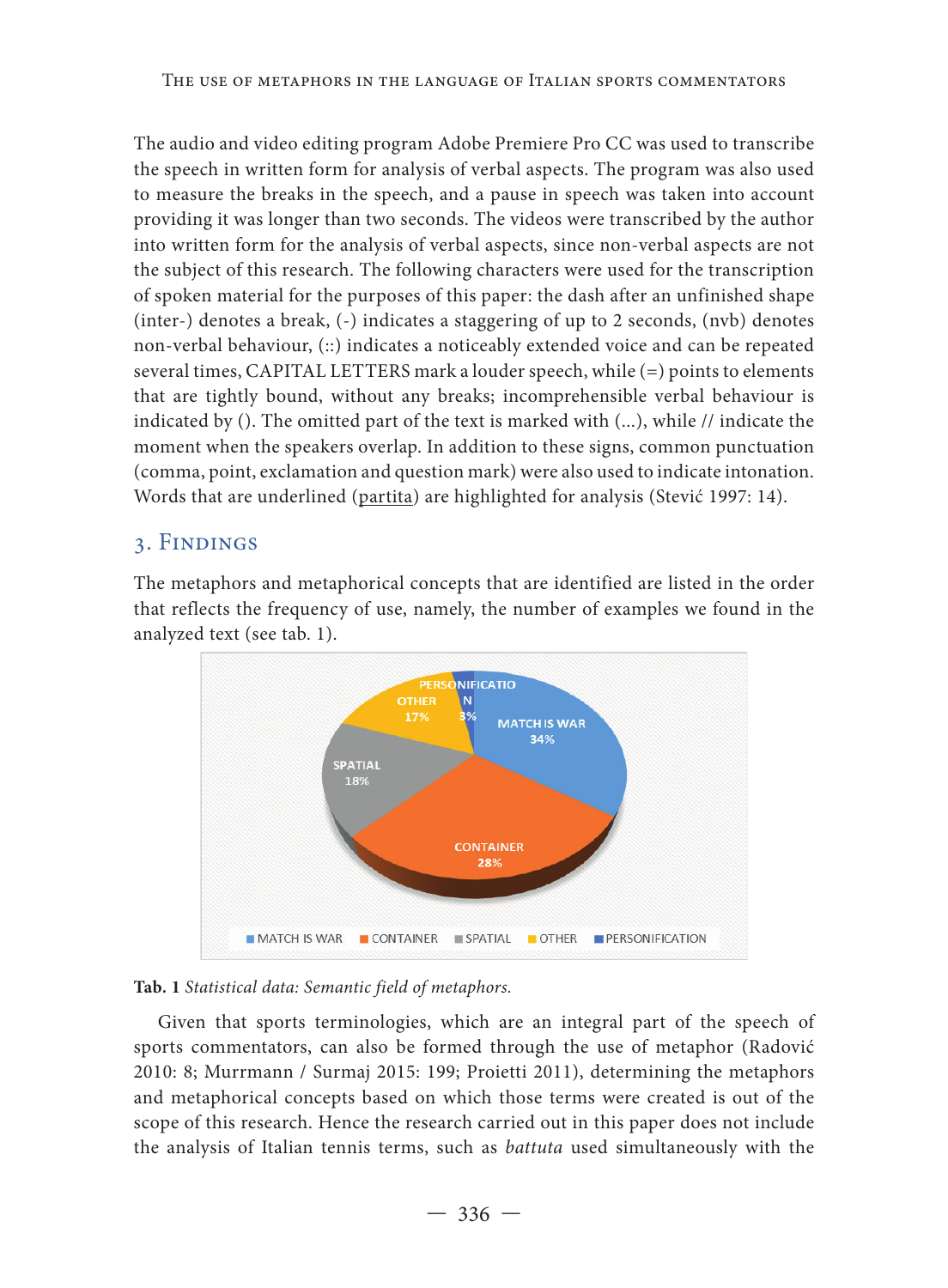The audio and video editing program Adobe Premiere Pro CC was used to transcribe the speech in written form for analysis of verbal aspects. The program was also used to measure the breaks in the speech, and a pause in speech was taken into account providing it was longer than two seconds. The videos were transcribed by the author into written form for the analysis of verbal aspects, since non-verbal aspects are not the subject of this research. The following characters were used for the transcription of spoken material for the purposes of this paper: the dash after an unfinished shape (inter-) denotes a break, (-) indicates a staggering of up to 2 seconds, (nvb) denotes non-verbal behaviour, (::) indicates a noticeably extended voice and can be repeated several times, CAPITAL LETTERS mark a louder speech, while (=) points to elements that are tightly bound, without any breaks; incomprehensible verbal behaviour is indicated by (). The omitted part of the text is marked with (...), while // indicate the moment when the speakers overlap. In addition to these signs, common punctuation (comma, point, exclamation and question mark) were also used to indicate intonation. Words that are underlined (<u>partita</u>) are highlighted for analysis (Stević 1997: 14).

## 3. Findings

The metaphors and metaphorical concepts that are identified are listed in the order that reflects the frequency of use, namely, the number of examples we found in the analyzed text (see tab. 1).

| Semantic field | Share |
|---|---|
| MATCH IS WAR | 34% |
| CONTAINER | 28% |
| SPATIAL | 18% |
| OTHER | 17% |
| PERSONIFICATION | 3% |

**Tab. 1** *Statistical data: Semantic field of metaphors.*

Given that sports terminologies, which are an integral part of the speech of sports commentators, can also be formed through the use of metaphor (Radović 2010: 8; Murrmann / Surmaj 2015: 199; Proietti 2011), determining the metaphors and metaphorical concepts based on which those terms were created is out of the scope of this research. Hence the research carried out in this paper does not include the analysis of Italian tennis terms, such as *battuta* used simultaneously with the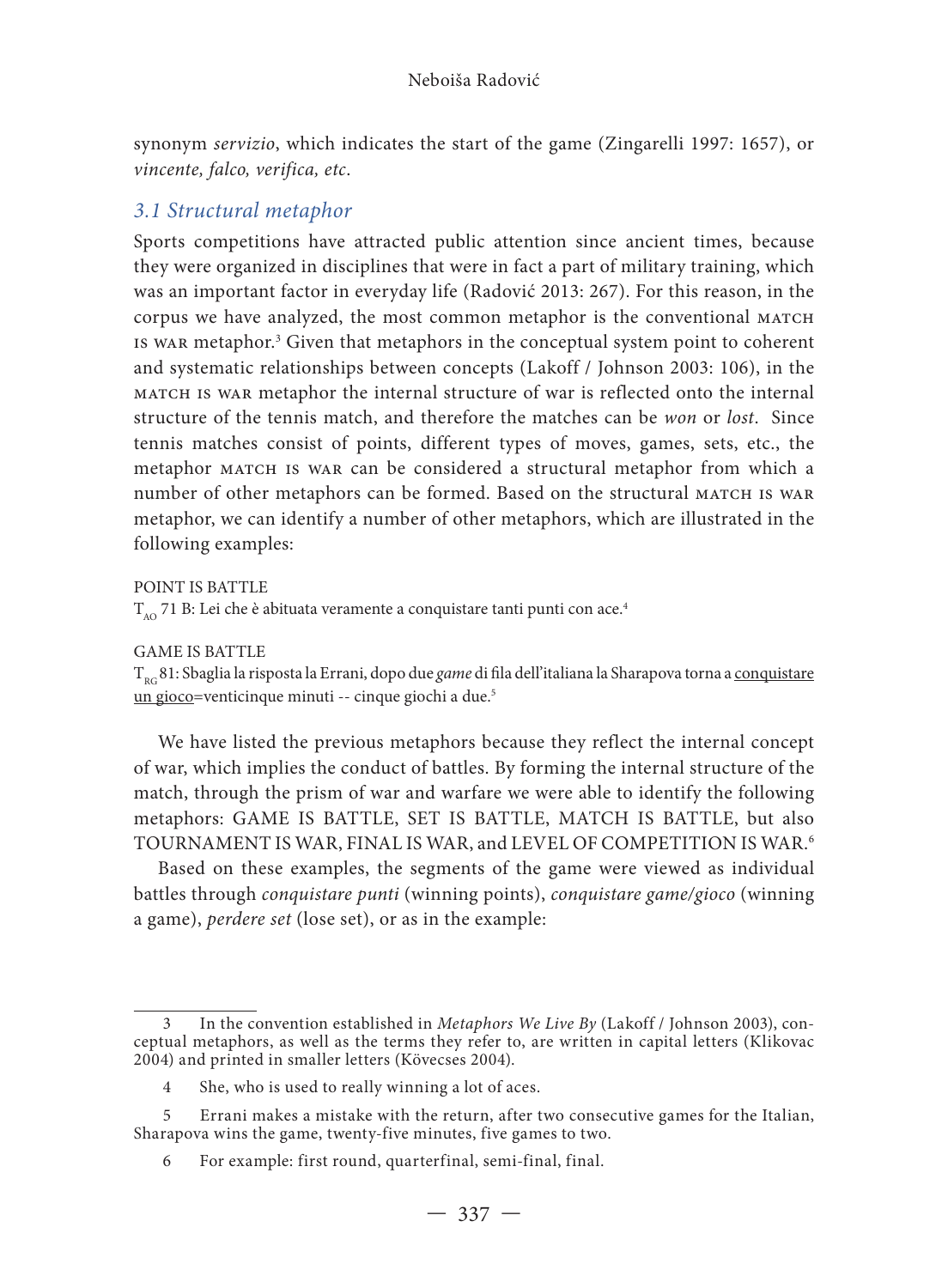synonym *servizio*, which indicates the start of the game (Zingarelli 1997: 1657), or *vincente, falco, verifica, etc*.

### *3.1 Structural metaphor*

Sports competitions have attracted public attention since ancient times, because they were organized in disciplines that were in fact a part of military training, which was an important factor in everyday life (Radović 2013: 267). For this reason, in the corpus we have analyzed, the most common metaphor is the conventional MATCH IS WAR metaphor.[3] Given that metaphors in the conceptual system point to coherent and systematic relationships between concepts (Lakoff / Johnson 2003: 106), in the MATCH IS WAR metaphor the internal structure of war is reflected onto the internal structure of the tennis match, and therefore the matches can be *won* or *lost*. Since tennis matches consist of points, different types of moves, games, sets, etc., the metaphor MATCH IS WAR can be considered a structural metaphor from which a number of other metaphors can be formed. Based on the structural MATCH IS WAR metaphor, we can identify a number of other metaphors, which are illustrated in the following examples:

POINT IS BATTLE
$T_{AO}$ 71 B: Lei che è abituata veramente a conquistare tanti punti con ace.[4]

GAME IS BATTLE
$T_{RG}$ 81: Sbaglia la risposta la Errani, dopo due *game* di fila dell'italiana la Sharapova torna a <u>conquistare un gioco</u>=venticinque minuti -- cinque giochi a due.[5]

We have listed the previous metaphors because they reflect the internal concept of war, which implies the conduct of battles. By forming the internal structure of the match, through the prism of war and warfare we were able to identify the following metaphors: GAME IS BATTLE, SET IS BATTLE, MATCH IS BATTLE, but also TOURNAMENT IS WAR, FINAL IS WAR, and LEVEL OF COMPETITION IS WAR.[6]

Based on these examples, the segments of the game were viewed as individual battles through *conquistare punti* (winning points), *conquistare game/gioco* (winning a game), *perdere set* (lose set), or as in the example:

---

3 In the convention established in *Metaphors We Live By* (Lakoff / Johnson 2003), conceptual metaphors, as well as the terms they refer to, are written in capital letters (Klikovac 2004) and printed in smaller letters (Kövecses 2004).

4 She, who is used to really winning a lot of aces.

5 Errani makes a mistake with the return, after two consecutive games for the Italian, Sharapova wins the game, twenty-five minutes, five games to two.

6 For example: first round, quarterfinal, semi-final, final.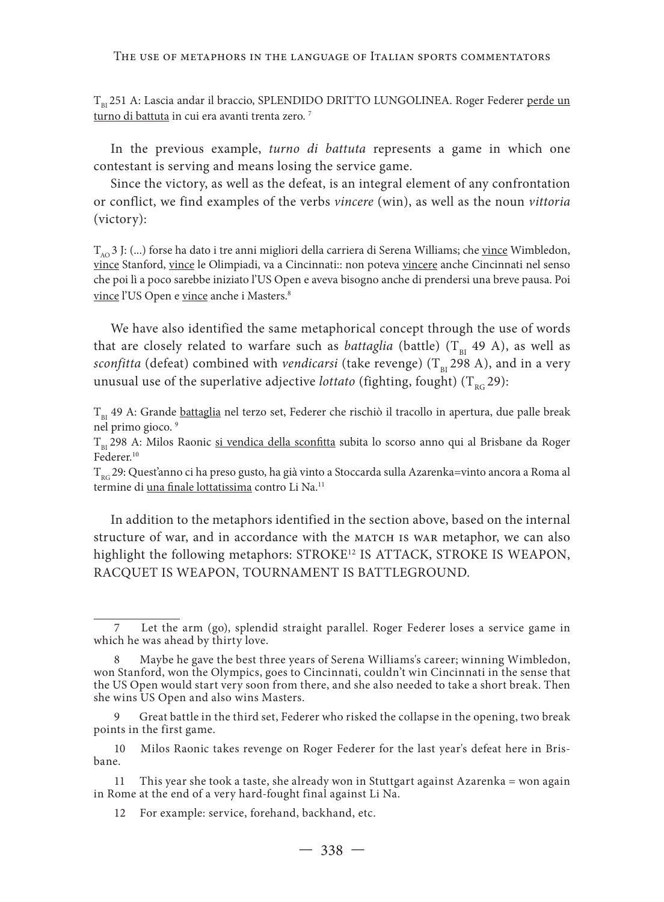$T_{BI}$ 251 A: Lascia andar il braccio, SPLENDIDO DRITTO LUNGOLINEA. Roger Federer <u>perde un turno di battuta</u> in cui era avanti trenta zero. [7]

In the previous example, *turno di battuta* represents a game in which one contestant is serving and means losing the service game.

Since the victory, as well as the defeat, is an integral element of any confrontation or conflict, we find examples of the verbs *vincere* (win), as well as the noun *vittoria* (victory):

$T_{AO}$ 3 J: (...) forse ha dato i tre anni migliori della carriera di Serena Williams; che <u>vince</u> Wimbledon, <u>vince</u> Stanford, <u>vince</u> le Olimpiadi, va a Cincinnati:: non poteva <u>vincere</u> anche Cincinnati nel senso che poi lì a poco sarebbe iniziato l'US Open e aveva bisogno anche di prendersi una breve pausa. Poi <u>vince</u> l'US Open e <u>vince</u> anche i Masters.[8]

We have also identified the same metaphorical concept through the use of words that are closely related to warfare such as *battaglia* (battle) ($T_{BI}$ 49 A), as well as *sconfitta* (defeat) combined with *vendicarsi* (take revenge) ($T_{BI}$ 298 A), and in a very unusual use of the superlative adjective *lottato* (fighting, fought) ($T_{RG}$ 29):

$T_{BI}$ 49 A: Grande <u>battaglia</u> nel terzo set, Federer che rischiò il tracollo in apertura, due palle break nel primo gioco. [9]

$T_{BI}$ 298 A: Milos Raonic <u>si vendica della sconfitta</u> subita lo scorso anno qui al Brisbane da Roger Federer.[10]

$T_{RG}$ 29: Quest'anno ci ha preso gusto, ha già vinto a Stoccarda sulla Azarenka=vinto ancora a Roma al termine di <u>una finale lottatissima</u> contro Li Na.[11]

In addition to the metaphors identified in the section above, based on the internal structure of war, and in accordance with the MATCH IS WAR metaphor, we can also highlight the following metaphors: STROKE[12] IS ATTACK, STROKE IS WEAPON, RACQUET IS WEAPON, TOURNAMENT IS BATTLEGROUND.

---

7 Let the arm (go), splendid straight parallel. Roger Federer loses a service game in which he was ahead by thirty love.

8 Maybe he gave the best three years of Serena Williams's career; winning Wimbledon, won Stanford, won the Olympics, goes to Cincinnati, couldn't win Cincinnati in the sense that the US Open would start very soon from there, and she also needed to take a short break. Then she wins US Open and also wins Masters.

9 Great battle in the third set, Federer who risked the collapse in the opening, two break points in the first game.

10 Milos Raonic takes revenge on Roger Federer for the last year's defeat here in Brisbane.

11 This year she took a taste, she already won in Stuttgart against Azarenka = won again in Rome at the end of a very hard-fought final against Li Na.

12 For example: service, forehand, backhand, etc.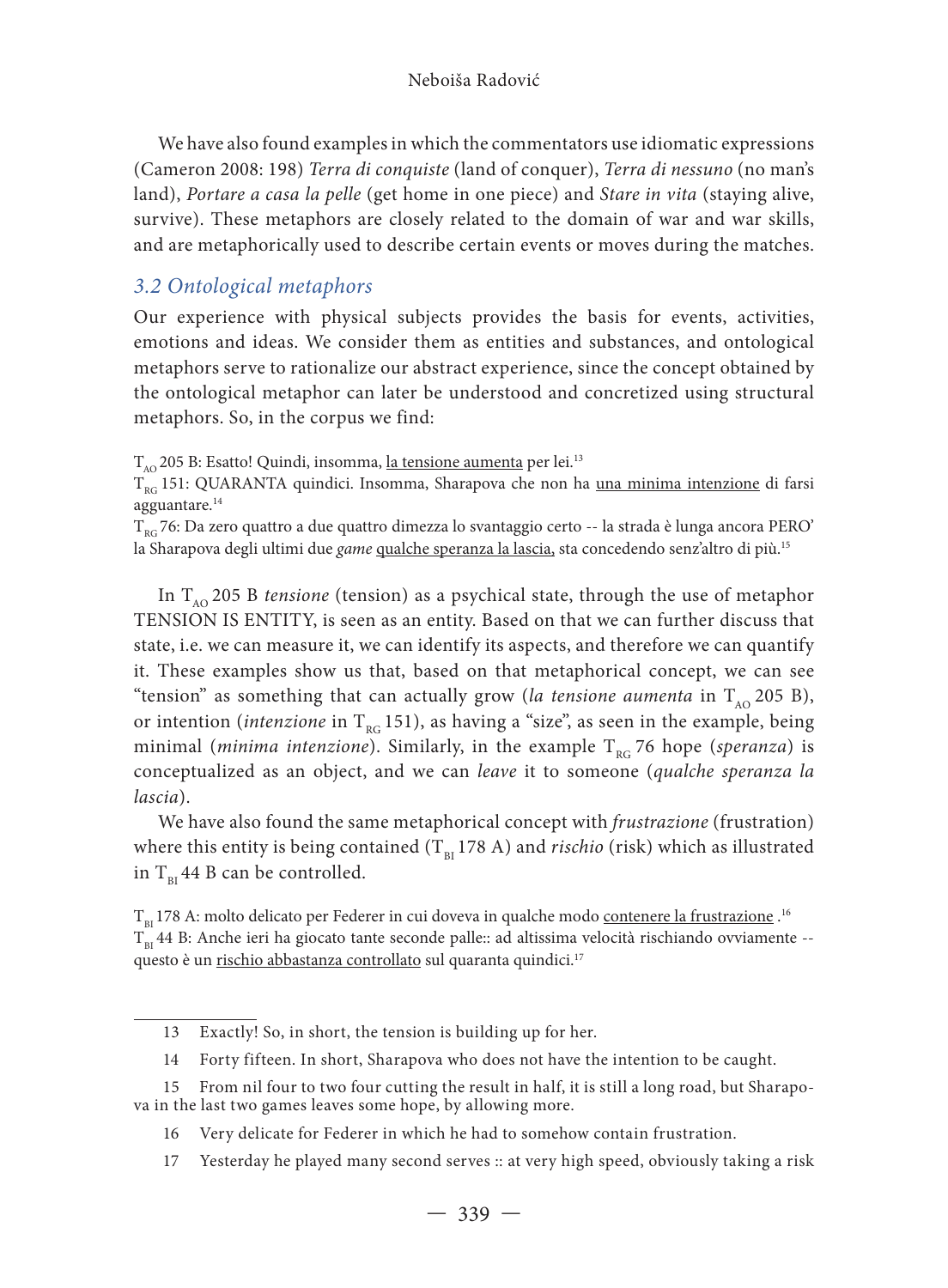We have also found examples in which the commentators use idiomatic expressions (Cameron 2008: 198) *Terra di conquiste* (land of conquer), *Terra di nessuno* (no man's land), *Portare a casa la pelle* (get home in one piece) and *Stare in vita* (staying alive, survive). These metaphors are closely related to the domain of war and war skills, and are metaphorically used to describe certain events or moves during the matches.

### 3.2 Ontological metaphors

Our experience with physical subjects provides the basis for events, activities, emotions and ideas. We consider them as entities and substances, and ontological metaphors serve to rationalize our abstract experience, since the concept obtained by the ontological metaphor can later be understood and concretized using structural metaphors. So, in the corpus we find:

$T_{AO}$ 205 B: Esatto! Quindi, insomma, <u>la tensione aumenta</u> per lei.[13]
$T_{RG}$ 151: QUARANTA quindici. Insomma, Sharapova che non ha <u>una minima intenzione</u> di farsi agguantare.[14]
$T_{RG}$ 76: Da zero quattro a due quattro dimezza lo svantaggio certo -- la strada è lunga ancora PERO' la Sharapova degli ultimi due *game* <u>qualche speranza la lascia,</u> sta concedendo senz'altro di più.[15]

In $T_{AO}$ 205 B *tensione* (tension) as a psychical state, through the use of metaphor TENSION IS ENTITY, is seen as an entity. Based on that we can further discuss that state, i.e. we can measure it, we can identify its aspects, and therefore we can quantify it. These examples show us that, based on that metaphorical concept, we can see "tension" as something that can actually grow (*la tensione aumenta* in $T_{AO}$ 205 B), or intention (*intenzione* in $T_{RG}$ 151), as having a "size", as seen in the example, being minimal (*minima intenzione*). Similarly, in the example $T_{RG}$ 76 hope (*speranza*) is conceptualized as an object, and we can *leave* it to someone (*qualche speranza la lascia*).

We have also found the same metaphorical concept with *frustrazione* (frustration) where this entity is being contained ($T_{BI}$ 178 A) and *rischio* (risk) which as illustrated in $T_{BI}$ 44 B can be controlled.

$T_{BI}$ 178 A: molto delicato per Federer in cui doveva in qualche modo <u>contenere la frustrazione</u> .[16]
$T_{BI}$ 44 B: Anche ieri ha giocato tante seconde palle:: ad altissima velocità rischiando ovviamente -- questo è un <u>rischio abbastanza controllato</u> sul quaranta quindici.[17]

---

13 Exactly! So, in short, the tension is building up for her.

14 Forty fifteen. In short, Sharapova who does not have the intention to be caught.

15 From nil four to two four cutting the result in half, it is still a long road, but Sharapova in the last two games leaves some hope, by allowing more.

16 Very delicate for Federer in which he had to somehow contain frustration.

17 Yesterday he played many second serves :: at very high speed, obviously taking a risk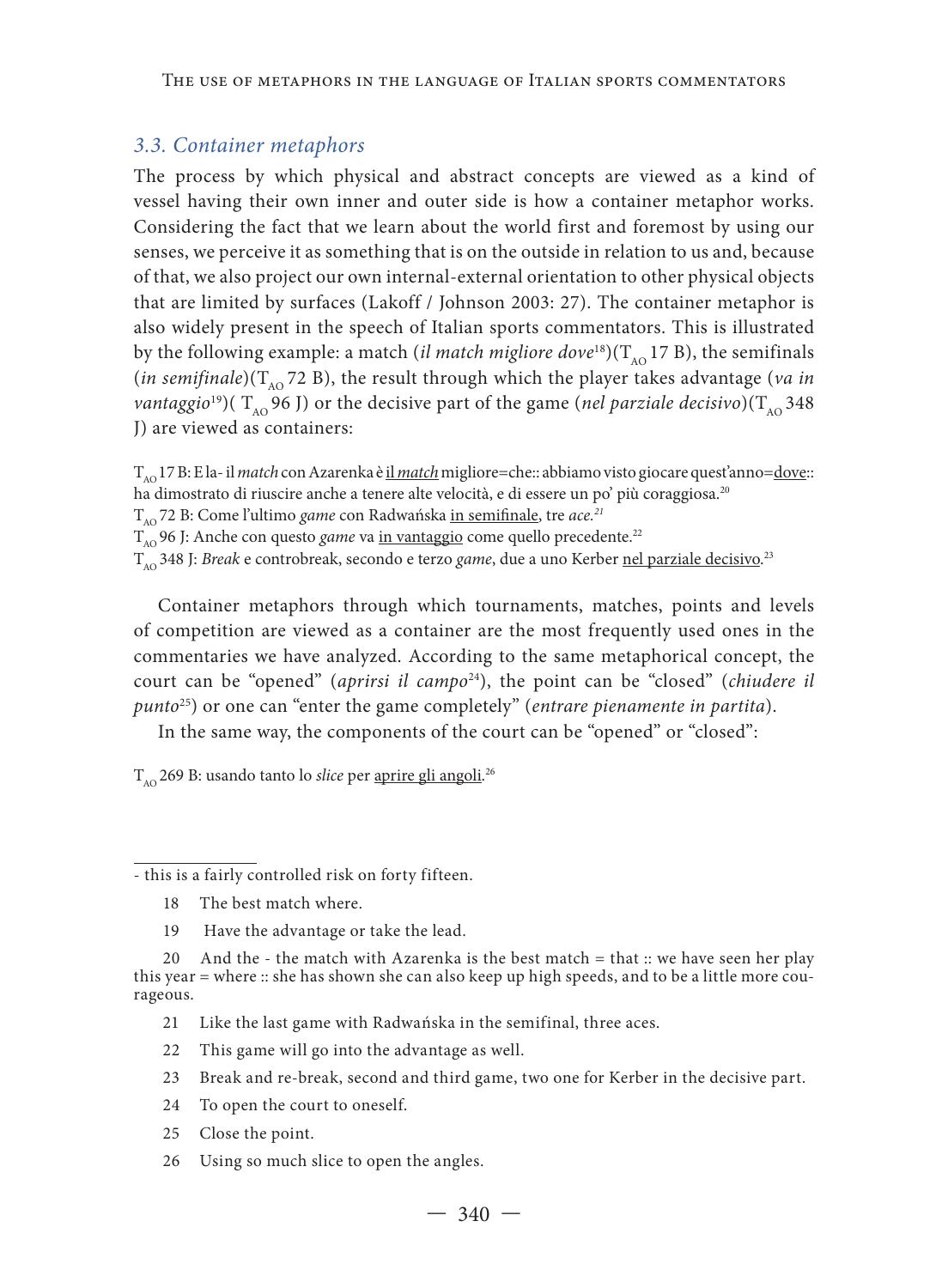### *3.3. Container metaphors*

The process by which physical and abstract concepts are viewed as a kind of vessel having their own inner and outer side is how a container metaphor works. Considering the fact that we learn about the world first and foremost by using our senses, we perceive it as something that is on the outside in relation to us and, because of that, we also project our own internal-external orientation to other physical objects that are limited by surfaces (Lakoff / Johnson 2003: 27). The container metaphor is also widely present in the speech of Italian sports commentators. This is illustrated by the following example: a match (*il match migliore dove*[18])($T_{AO}$ 17 B), the semifinals (*in semifinale*)($T_{AO}$ 72 B), the result through which the player takes advantage (*va in vantaggio*[19])( $T_{AO}$ 96 J) or the decisive part of the game (*nel parziale decisivo*)($T_{AO}$ 348 J) are viewed as containers:

$T_{AO}$ 17 B: E la- il *match* con Azarenka è <u>il *match*</u> migliore=che:: abbiamo visto giocare quest'anno=<u>dove</u>:: ha dimostrato di riuscire anche a tenere alte velocità, e di essere un po' più coraggiosa.[20]
$T_{AO}$ 72 B: Come l'ultimo *game* con Radwańska <u>in semifinale</u>, tre *ace.*[21]
$T_{AO}$ 96 J: Anche con questo *game* va <u>in vantaggio</u> come quello precedente.[22]
$T_{AO}$ 348 J: *Break* e controbreak, secondo e terzo *game*, due a uno Kerber <u>nel parziale decisivo</u>.[23]

Container metaphors through which tournaments, matches, points and levels of competition are viewed as a container are the most frequently used ones in the commentaries we have analyzed. According to the same metaphorical concept, the court can be "opened" (*aprirsi il campo*[24]), the point can be "closed" (*chiudere il punto*[25]) or one can "enter the game completely" (*entrare pienamente in partita*).

In the same way, the components of the court can be "opened" or "closed":

$T_{AO}$ 269 B: usando tanto lo *slice* per <u>aprire gli angoli</u>.[26]

---

- this is a fairly controlled risk on forty fifteen.

18 The best match where.

19 Have the advantage or take the lead.

20 And the - the match with Azarenka is the best match = that :: we have seen her play this year = where :: she has shown she can also keep up high speeds, and to be a little more courageous.

21 Like the last game with Radwańska in the semifinal, three aces.

22 This game will go into the advantage as well.

23 Break and re-break, second and third game, two one for Kerber in the decisive part.

24 To open the court to oneself.

25 Close the point.

26 Using so much slice to open the angles.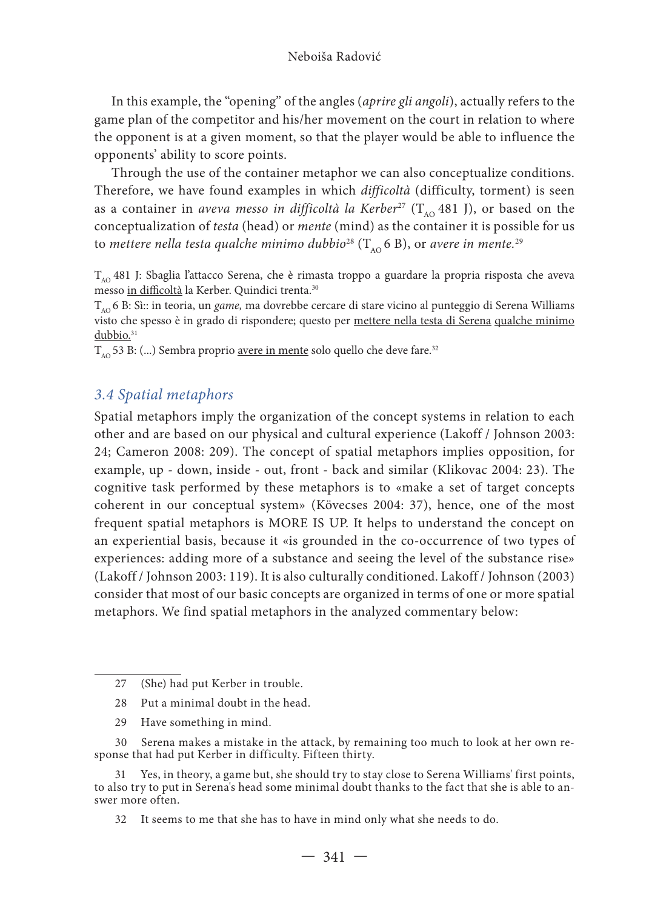In this example, the "opening" of the angles (*aprire gli angoli*), actually refers to the game plan of the competitor and his/her movement on the court in relation to where the opponent is at a given moment, so that the player would be able to influence the opponents' ability to score points.

Through the use of the container metaphor we can also conceptualize conditions. Therefore, we have found examples in which *difficoltà* (difficulty, torment) is seen as a container in *aveva messo in difficoltà la Kerber*[27] ($T_{AO}$ 481 J), or based on the conceptualization of *testa* (head) or *mente* (mind) as the container it is possible for us to *mettere nella testa qualche minimo dubbio*[28] ($T_{AO}$ 6 B), or *avere in mente.*[29]

$T_{AO}$ 481 J: Sbaglia l'attacco Serena, che è rimasta troppo a guardare la propria risposta che aveva messo <u>in difficoltà</u> la Kerber. Quindici trenta.[30]
$T_{AO}$ 6 B: Sì:: in teoria, un *game,* ma dovrebbe cercare di stare vicino al punteggio di Serena Williams visto che spesso è in grado di rispondere; questo per <u>mettere nella testa di Serena</u> <u>qualche minimo dubbio.</u>[31]
$T_{AO}$ 53 B: (...) Sembra proprio <u>avere in mente</u> solo quello che deve fare.[32]

### *3.4 Spatial metaphors*

Spatial metaphors imply the organization of the concept systems in relation to each other and are based on our physical and cultural experience (Lakoff / Johnson 2003: 24; Cameron 2008: 209). The concept of spatial metaphors implies opposition, for example, up - down, inside - out, front - back and similar (Klikovac 2004: 23). The cognitive task performed by these metaphors is to «make a set of target concepts coherent in our conceptual system» (Kövecses 2004: 37), hence, one of the most frequent spatial metaphors is MORE IS UP. It helps to understand the concept on an experiential basis, because it «is grounded in the co-occurrence of two types of experiences: adding more of a substance and seeing the level of the substance rise» (Lakoff / Johnson 2003: 119). It is also culturally conditioned. Lakoff / Johnson (2003) consider that most of our basic concepts are organized in terms of one or more spatial metaphors. We find spatial metaphors in the analyzed commentary below:

---

27 (She) had put Kerber in trouble.

28 Put a minimal doubt in the head.

29 Have something in mind.

30 Serena makes a mistake in the attack, by remaining too much to look at her own response that had put Kerber in difficulty. Fifteen thirty.

31 Yes, in theory, a game but, she should try to stay close to Serena Williams' first points, to also try to put in Serena's head some minimal doubt thanks to the fact that she is able to answer more often.

32 It seems to me that she has to have in mind only what she needs to do.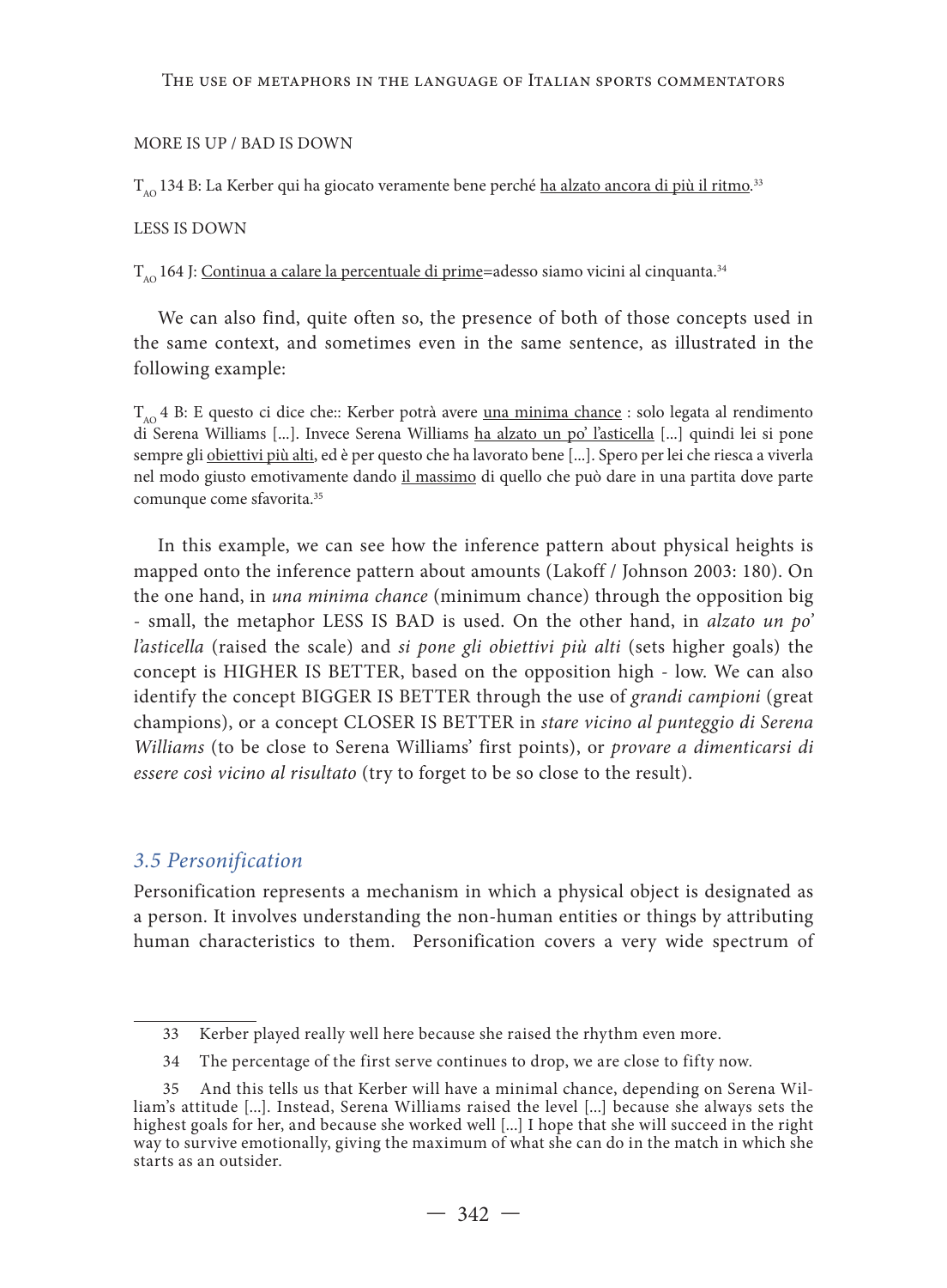MORE IS UP / BAD IS DOWN

$T_{AO}$ 134 B: La Kerber qui ha giocato veramente bene perché ha alzato ancora di più il ritmo.[33]

LESS IS DOWN

$T_{AO}$ 164 J: Continua a calare la percentuale di prime=adesso siamo vicini al cinquanta.[34]

We can also find, quite often so, the presence of both of those concepts used in the same context, and sometimes even in the same sentence, as illustrated in the following example:

$T_{AO}$ 4 B: E questo ci dice che:: Kerber potrà avere una minima chance : solo legata al rendimento di Serena Williams [...]. Invece Serena Williams ha alzato un po' l'asticella [...] quindi lei si pone sempre gli obiettivi più alti, ed è per questo che ha lavorato bene [...]. Spero per lei che riesca a viverla nel modo giusto emotivamente dando il massimo di quello che può dare in una partita dove parte comunque come sfavorita.[35]

In this example, we can see how the inference pattern about physical heights is mapped onto the inference pattern about amounts (Lakoff / Johnson 2003: 180). On the one hand, in *una minima chance* (minimum chance) through the opposition big - small, the metaphor LESS IS BAD is used. On the other hand, in *alzato un po' l'asticella* (raised the scale) and *si pone gli obiettivi più alti* (sets higher goals) the concept is HIGHER IS BETTER, based on the opposition high - low. We can also identify the concept BIGGER IS BETTER through the use of *grandi campioni* (great champions), or a concept CLOSER IS BETTER in *stare vicino al punteggio di Serena Williams* (to be close to Serena Williams' first points), or *provare a dimenticarsi di essere così vicino al risultato* (try to forget to be so close to the result).

### *3.5 Personification*

Personification represents a mechanism in which a physical object is designated as a person. It involves understanding the non-human entities or things by attributing human characteristics to them. Personification covers a very wide spectrum of

---

33 Kerber played really well here because she raised the rhythm even more.

34 The percentage of the first serve continues to drop, we are close to fifty now.

35 And this tells us that Kerber will have a minimal chance, depending on Serena William's attitude [...]. Instead, Serena Williams raised the level [...] because she always sets the highest goals for her, and because she worked well [...] I hope that she will succeed in the right way to survive emotionally, giving the maximum of what she can do in the match in which she starts as an outsider.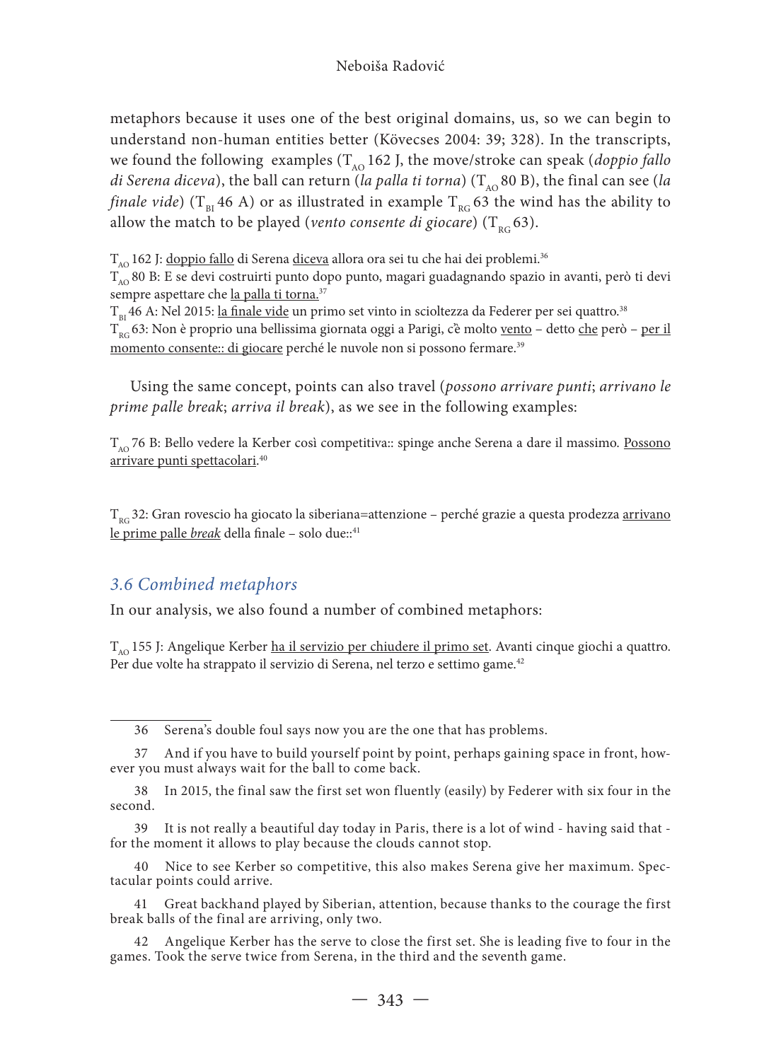metaphors because it uses one of the best original domains, us, so we can begin to understand non-human entities better (Kövecses 2004: 39; 328). In the transcripts, we found the following examples ($T_{AO}$ 162 J, the move/stroke can speak (*doppio fallo di Serena diceva*), the ball can return (*la palla ti torna*) ($T_{AO}$ 80 B), the final can see (*la finale vide*) ($T_{BI}$ 46 A) or as illustrated in example $T_{RG}$ 63 the wind has the ability to allow the match to be played (*vento consente di giocare*) ($T_{RG}$ 63).

$T_{AO}$ 162 J: doppio fallo di Serena diceva allora ora sei tu che hai dei problemi.[36]
$T_{AO}$ 80 B: E se devi costruirti punto dopo punto, magari guadagnando spazio in avanti, però ti devi sempre aspettare che la palla ti torna.[37]
$T_{BI}$ 46 A: Nel 2015: la finale vide un primo set vinto in scioltezza da Federer per sei quattro.[38]
$T_{RG}$ 63: Non è proprio una bellissima giornata oggi a Parigi, c'è molto vento – detto che però – per il momento consente:: di giocare perché le nuvole non si possono fermare.[39]

Using the same concept, points can also travel (*possono arrivare punti*; *arrivano le prime palle break*; *arriva il break*), as we see in the following examples:

$T_{AO}$ 76 B: Bello vedere la Kerber così competitiva:: spinge anche Serena a dare il massimo. Possono arrivare punti spettacolari.[40]

$T_{RG}$ 32: Gran rovescio ha giocato la siberiana=attenzione – perché grazie a questa prodezza arrivano le prime palle *break* della finale – solo due::[41]

### 3.6 Combined metaphors

In our analysis, we also found a number of combined metaphors:

$T_{AO}$ 155 J: Angelique Kerber ha il servizio per chiudere il primo set. Avanti cinque giochi a quattro. Per due volte ha strappato il servizio di Serena, nel terzo e settimo game.[42]

---

36 Serena's double foul says now you are the one that has problems.

37 And if you have to build yourself point by point, perhaps gaining space in front, however you must always wait for the ball to come back.

38 In 2015, the final saw the first set won fluently (easily) by Federer with six four in the second.

39 It is not really a beautiful day today in Paris, there is a lot of wind - having said that - for the moment it allows to play because the clouds cannot stop.

40 Nice to see Kerber so competitive, this also makes Serena give her maximum. Spectacular points could arrive.

41 Great backhand played by Siberian, attention, because thanks to the courage the first break balls of the final are arriving, only two.

42 Angelique Kerber has the serve to close the first set. She is leading five to four in the games. Took the serve twice from Serena, in the third and the seventh game.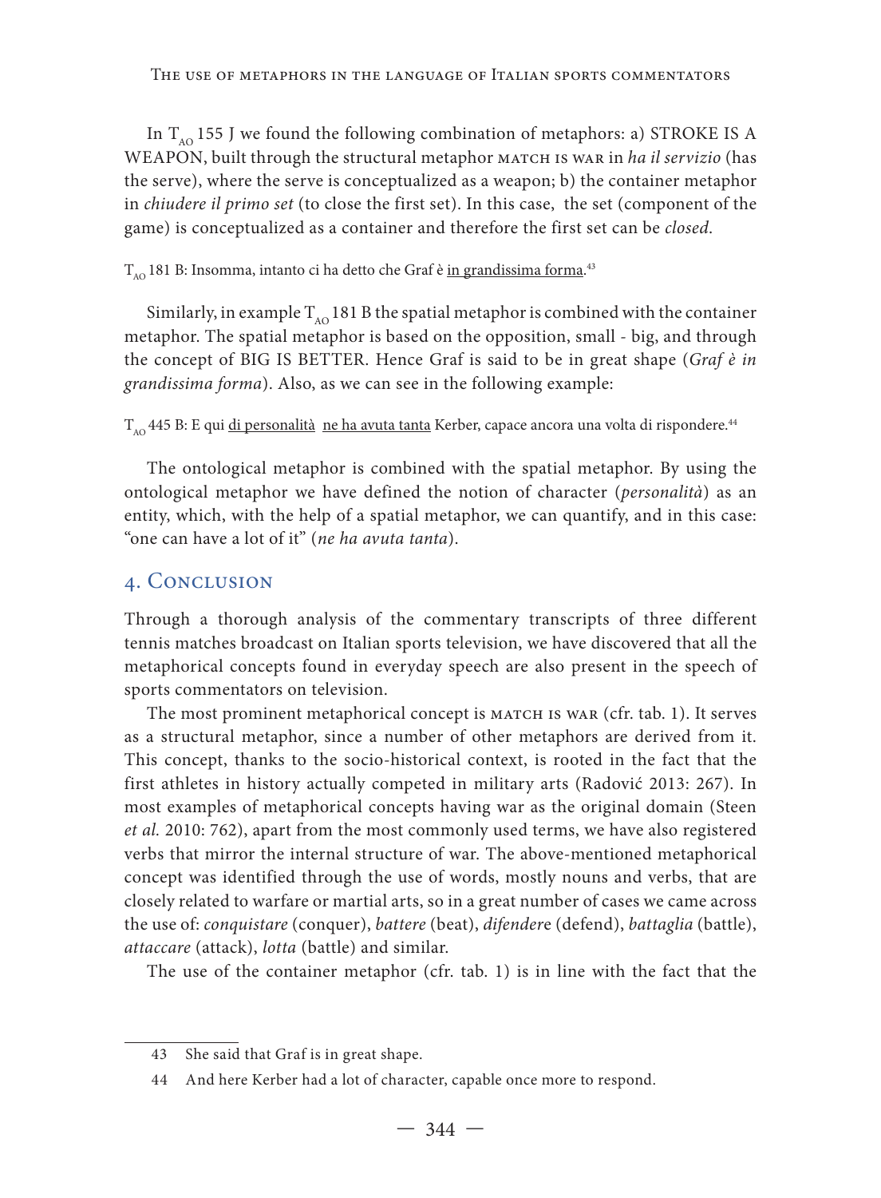In $T_{AO}$ 155 J we found the following combination of metaphors: a) STROKE IS A WEAPON, built through the structural metaphor MATCH IS WAR in *ha il servizio* (has the serve), where the serve is conceptualized as a weapon; b) the container metaphor in *chiudere il primo set* (to close the first set). In this case, the set (component of the game) is conceptualized as a container and therefore the first set can be *closed*.

$T_{AO}$ 181 B: Insomma, intanto ci ha detto che Graf è <u>in grandissima forma</u>.[43]

Similarly, in example $T_{AO}$ 181 B the spatial metaphor is combined with the container metaphor. The spatial metaphor is based on the opposition, small - big, and through the concept of BIG IS BETTER. Hence Graf is said to be in great shape (*Graf è in grandissima forma*). Also, as we can see in the following example:

$T_{AO}$ 445 B: E qui <u>di personalità</u> <u>ne ha avuta tanta</u> Kerber, capace ancora una volta di rispondere.[44]

The ontological metaphor is combined with the spatial metaphor. By using the ontological metaphor we have defined the notion of character (*personalità*) as an entity, which, with the help of a spatial metaphor, we can quantify, and in this case: "one can have a lot of it" (*ne ha avuta tanta*).

## 4. Conclusion

Through a thorough analysis of the commentary transcripts of three different tennis matches broadcast on Italian sports television, we have discovered that all the metaphorical concepts found in everyday speech are also present in the speech of sports commentators on television.

The most prominent metaphorical concept is MATCH IS WAR (cfr. tab. 1). It serves as a structural metaphor, since a number of other metaphors are derived from it. This concept, thanks to the socio-historical context, is rooted in the fact that the first athletes in history actually competed in military arts (Radović 2013: 267). In most examples of metaphorical concepts having war as the original domain (Steen *et al.* 2010: 762), apart from the most commonly used terms, we have also registered verbs that mirror the internal structure of war. The above-mentioned metaphorical concept was identified through the use of words, mostly nouns and verbs, that are closely related to warfare or martial arts, so in a great number of cases we came across the use of: *conquistare* (conquer), *battere* (beat), *difendere* (defend), *battaglia* (battle), *attaccare* (attack), *lotta* (battle) and similar.

The use of the container metaphor (cfr. tab. 1) is in line with the fact that the

---

43 She said that Graf is in great shape.

44 And here Kerber had a lot of character, capable once more to respond.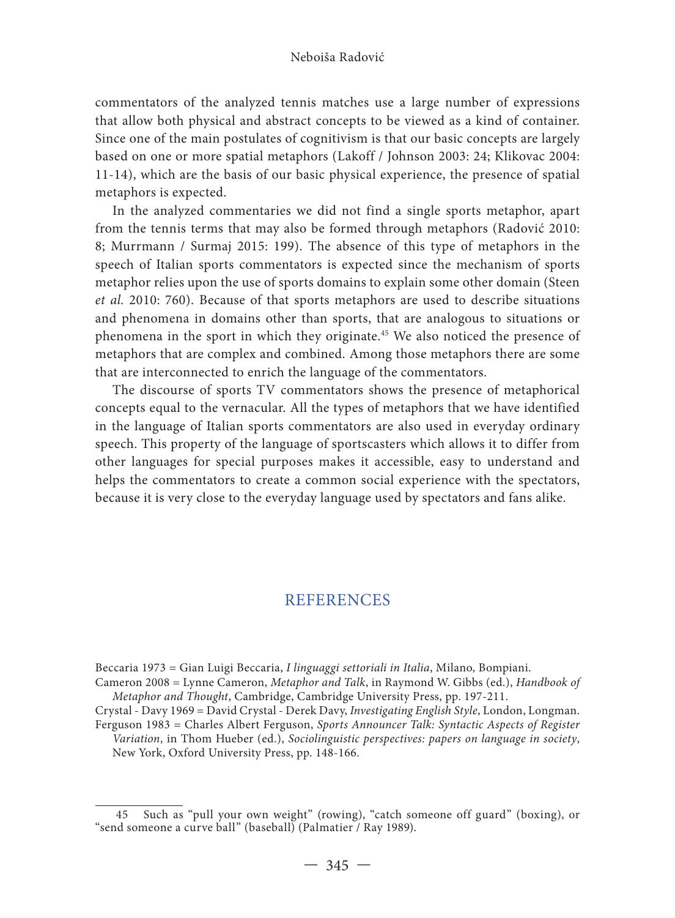commentators of the analyzed tennis matches use a large number of expressions that allow both physical and abstract concepts to be viewed as a kind of container. Since one of the main postulates of cognitivism is that our basic concepts are largely based on one or more spatial metaphors (Lakoff / Johnson 2003: 24; Klikovac 2004: 11-14), which are the basis of our basic physical experience, the presence of spatial metaphors is expected.

In the analyzed commentaries we did not find a single sports metaphor, apart from the tennis terms that may also be formed through metaphors (Radović 2010: 8; Murrmann / Surmaj 2015: 199). The absence of this type of metaphors in the speech of Italian sports commentators is expected since the mechanism of sports metaphor relies upon the use of sports domains to explain some other domain (Steen *et al.* 2010: 760). Because of that sports metaphors are used to describe situations and phenomena in domains other than sports, that are analogous to situations or phenomena in the sport in which they originate.[45] We also noticed the presence of metaphors that are complex and combined. Among those metaphors there are some that are interconnected to enrich the language of the commentators.

The discourse of sports TV commentators shows the presence of metaphorical concepts equal to the vernacular. All the types of metaphors that we have identified in the language of Italian sports commentators are also used in everyday ordinary speech. This property of the language of sportscasters which allows it to differ from other languages for special purposes makes it accessible, easy to understand and helps the commentators to create a common social experience with the spectators, because it is very close to the everyday language used by spectators and fans alike.

## REFERENCES

Beccaria 1973 = Gian Luigi Beccaria, *I linguaggi settoriali in Italia*, Milano, Bompiani.

Cameron 2008 = Lynne Cameron, *Metaphor and Talk*, in Raymond W. Gibbs (ed.), *Handbook of Metaphor and Thought*, Cambridge, Cambridge University Press, pp. 197-211.

Crystal - Davy 1969 = David Crystal - Derek Davy, *Investigating English Style*, London, Longman.

Ferguson 1983 = Charles Albert Ferguson, *Sports Announcer Talk: Syntactic Aspects of Register Variation*, in Thom Hueber (ed.), *Sociolinguistic perspectives: papers on language in society*, New York, Oxford University Press, pp. 148-166.

---

45 Such as "pull your own weight" (rowing), "catch someone off guard" (boxing), or "send someone a curve ball" (baseball) (Palmatier / Ray 1989).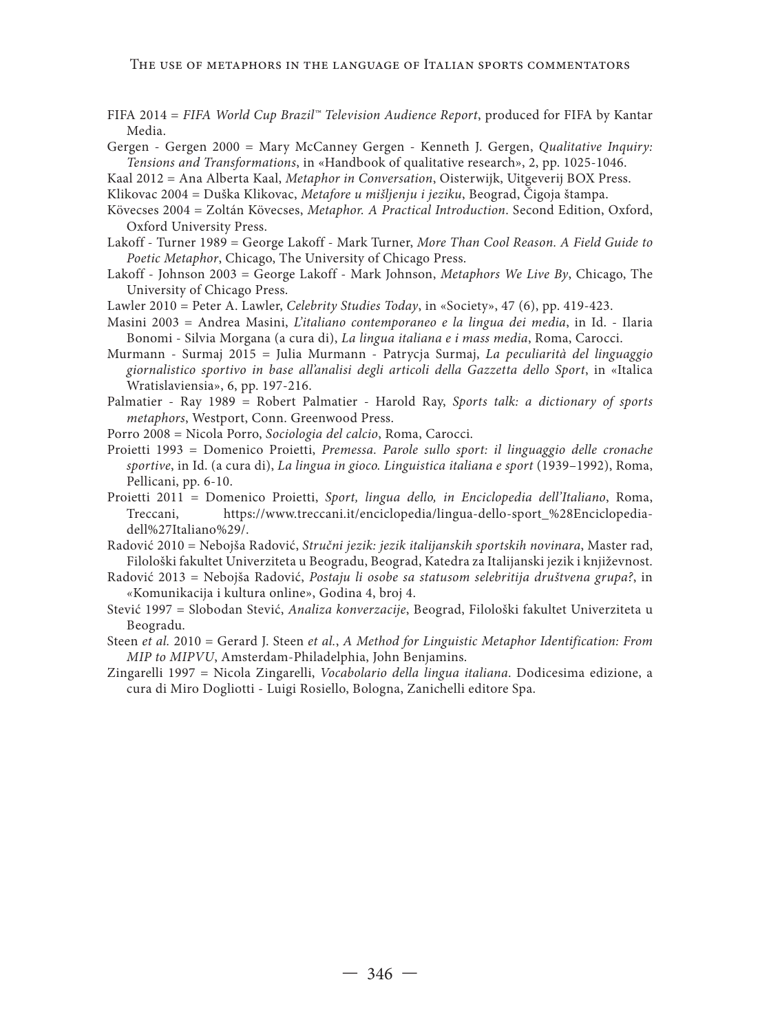FIFA 2014 = *FIFA World Cup Brazil™ Television Audience Report*, produced for FIFA by Kantar Media.

Gergen - Gergen 2000 = Mary McCanney Gergen - Kenneth J. Gergen, *Qualitative Inquiry: Tensions and Transformations*, in «Handbook of qualitative research», 2, pp. 1025-1046.

Kaal 2012 = Ana Alberta Kaal, *Metaphor in Conversation*, Oisterwijk, Uitgeverij BOX Press.

Klikovac 2004 = Duška Klikovac, *Metafore u mišljenju i jeziku*, Beograd, Čigoja štampa.

Kövecses 2004 = Zoltán Kövecses, *Metaphor. A Practical Introduction*. Second Edition, Oxford, Oxford University Press.

Lakoff - Turner 1989 = George Lakoff - Mark Turner, *More Than Cool Reason. A Field Guide to Poetic Metaphor*, Chicago, The University of Chicago Press.

Lakoff - Johnson 2003 = George Lakoff - Mark Johnson, *Metaphors We Live By*, Chicago, The University of Chicago Press.

Lawler 2010 = Peter A. Lawler, *Celebrity Studies Today*, in «Society», 47 (6), pp. 419-423.

Masini 2003 = Andrea Masini, *L'italiano contemporaneo e la lingua dei media*, in Id. - Ilaria Bonomi - Silvia Morgana (a cura di), *La lingua italiana e i mass media*, Roma, Carocci.

Murmann - Surmaj 2015 = Julia Murmann - Patrycja Surmaj, *La peculiarità del linguaggio giornalistico sportivo in base all'analisi degli articoli della Gazzetta dello Sport*, in «Italica Wratislaviensia», 6, pp. 197-216.

Palmatier - Ray 1989 = Robert Palmatier - Harold Ray, *Sports talk: a dictionary of sports metaphors*, Westport, Conn. Greenwood Press.

Porro 2008 = Nicola Porro, *Sociologia del calcio*, Roma, Carocci.

Proietti 1993 = Domenico Proietti, *Premessa. Parole sullo sport: il linguaggio delle cronache sportive*, in Id. (a cura di), *La lingua in gioco. Linguistica italiana e sport* (1939–1992), Roma, Pellicani, pp. 6-10.

Proietti 2011 = Domenico Proietti, *Sport, lingua dello, in Enciclopedia dell'Italiano*, Roma, Treccani, https://www.treccani.it/enciclopedia/lingua-dello-sport_%28Enciclopedia-dell%27Italiano%29/.

Radović 2010 = Nebojša Radović, *Stručni jezik: jezik italijanskih sportskih novinara*, Master rad, Filološki fakultet Univerziteta u Beogradu, Beograd, Katedra za Italijanski jezik i književnost.

Radović 2013 = Nebojša Radović, *Postaju li osobe sa statusom selebritija društvena grupa?*, in «Komunikacija i kultura online», Godina 4, broj 4.

Stević 1997 = Slobodan Stević, *Analiza konverzacije*, Beograd, Filološki fakultet Univerziteta u Beogradu.

Steen *et al.* 2010 = Gerard J. Steen *et al.*, *A Method for Linguistic Metaphor Identification: From MIP to MIPVU*, Amsterdam-Philadelphia, John Benjamins.

Zingarelli 1997 = Nicola Zingarelli, *Vocabolario della lingua italiana*. Dodicesima edizione, a cura di Miro Dogliotti - Luigi Rosiello, Bologna, Zanichelli editore Spa.